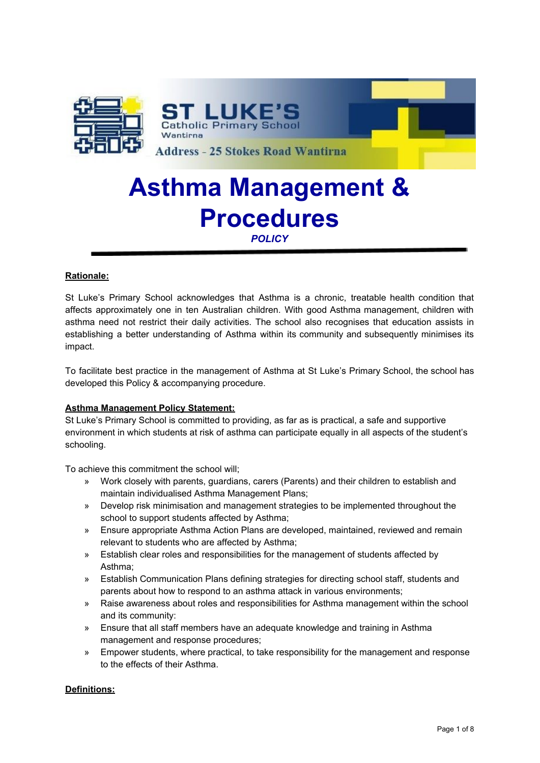ST LUKE'S
Catholic Primary School
Wantirna

Address - 25 Stokes Road Wantirna

# Asthma Management & Procedures

***POLICY***

---

**Rationale:**

St Luke's Primary School acknowledges that Asthma is a chronic, treatable health condition that affects approximately one in ten Australian children. With good Asthma management, children with asthma need not restrict their daily activities. The school also recognises that education assists in establishing a better understanding of Asthma within its community and subsequently minimises its impact.

To facilitate best practice in the management of Asthma at St Luke's Primary School, the school has developed this Policy & accompanying procedure.

**Asthma Management Policy Statement:**

St Luke's Primary School is committed to providing, as far as is practical, a safe and supportive environment in which students at risk of asthma can participate equally in all aspects of the student's schooling.

To achieve this commitment the school will;

- Work closely with parents, guardians, carers (Parents) and their children to establish and maintain individualised Asthma Management Plans;
- Develop risk minimisation and management strategies to be implemented throughout the school to support students affected by Asthma;
- Ensure appropriate Asthma Action Plans are developed, maintained, reviewed and remain relevant to students who are affected by Asthma;
- Establish clear roles and responsibilities for the management of students affected by Asthma;
- Establish Communication Plans defining strategies for directing school staff, students and parents about how to respond to an asthma attack in various environments;
- Raise awareness about roles and responsibilities for Asthma management within the school and its community:
- Ensure that all staff members have an adequate knowledge and training in Asthma management and response procedures;
- Empower students, where practical, to take responsibility for the management and response to the effects of their Asthma.

**Definitions:**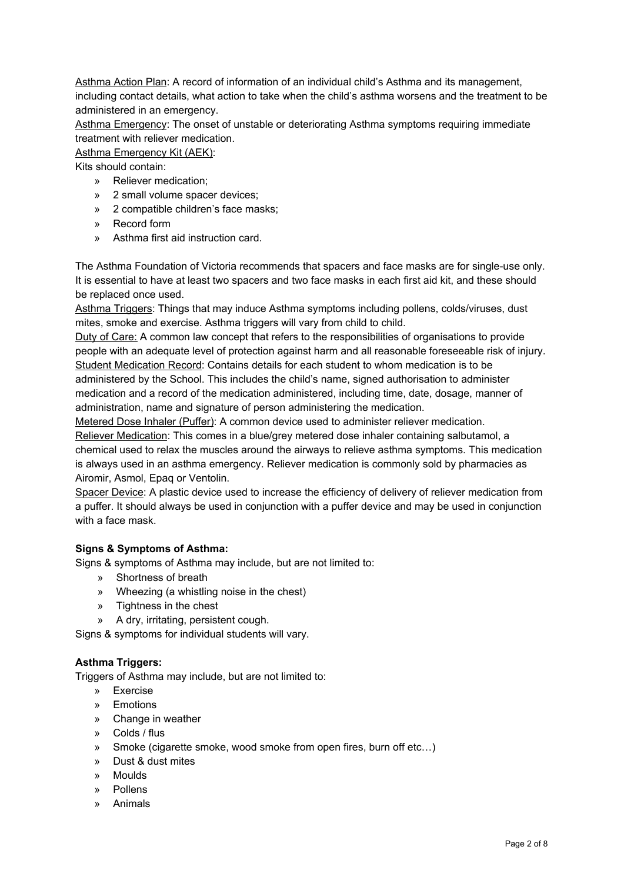Asthma Action Plan: A record of information of an individual child's Asthma and its management, including contact details, what action to take when the child's asthma worsens and the treatment to be administered in an emergency.

Asthma Emergency: The onset of unstable or deteriorating Asthma symptoms requiring immediate treatment with reliever medication.

Asthma Emergency Kit (AEK):

Kits should contain:

- Reliever medication;
- 2 small volume spacer devices;
- 2 compatible children's face masks;
- Record form
- Asthma first aid instruction card.

The Asthma Foundation of Victoria recommends that spacers and face masks are for single-use only. It is essential to have at least two spacers and two face masks in each first aid kit, and these should be replaced once used.

Asthma Triggers: Things that may induce Asthma symptoms including pollens, colds/viruses, dust mites, smoke and exercise. Asthma triggers will vary from child to child.

Duty of Care: A common law concept that refers to the responsibilities of organisations to provide people with an adequate level of protection against harm and all reasonable foreseeable risk of injury.

Student Medication Record: Contains details for each student to whom medication is to be administered by the School. This includes the child's name, signed authorisation to administer medication and a record of the medication administered, including time, date, dosage, manner of administration, name and signature of person administering the medication.

Metered Dose Inhaler (Puffer): A common device used to administer reliever medication.

Reliever Medication: This comes in a blue/grey metered dose inhaler containing salbutamol, a chemical used to relax the muscles around the airways to relieve asthma symptoms. This medication is always used in an asthma emergency. Reliever medication is commonly sold by pharmacies as Airomir, Asmol, Epaq or Ventolin.

Spacer Device: A plastic device used to increase the efficiency of delivery of reliever medication from a puffer. It should always be used in conjunction with a puffer device and may be used in conjunction with a face mask.

**Signs & Symptoms of Asthma:**

Signs & symptoms of Asthma may include, but are not limited to:

- Shortness of breath
- Wheezing (a whistling noise in the chest)
- Tightness in the chest
- A dry, irritating, persistent cough.

Signs & symptoms for individual students will vary.

**Asthma Triggers:**

Triggers of Asthma may include, but are not limited to:

- Exercise
- Emotions
- Change in weather
- Colds / flus
- Smoke (cigarette smoke, wood smoke from open fires, burn off etc…)
- Dust & dust mites
- Moulds
- Pollens
- Animals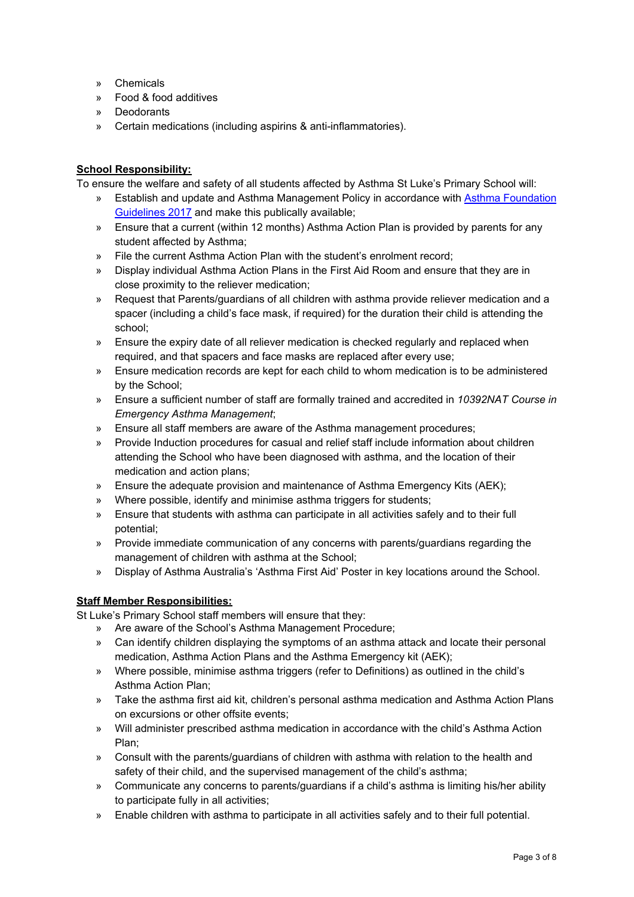- Chemicals
- Food & food additives
- Deodorants
- Certain medications (including aspirins & anti-inflammatories).

**School Responsibility:**

To ensure the welfare and safety of all students affected by Asthma St Luke's Primary School will:

- Establish and update and Asthma Management Policy in accordance with [Asthma Foundation Guidelines 2017]() and make this publically available;
- Ensure that a current (within 12 months) Asthma Action Plan is provided by parents for any student affected by Asthma;
- File the current Asthma Action Plan with the student's enrolment record;
- Display individual Asthma Action Plans in the First Aid Room and ensure that they are in close proximity to the reliever medication;
- Request that Parents/guardians of all children with asthma provide reliever medication and a spacer (including a child's face mask, if required) for the duration their child is attending the school;
- Ensure the expiry date of all reliever medication is checked regularly and replaced when required, and that spacers and face masks are replaced after every use;
- Ensure medication records are kept for each child to whom medication is to be administered by the School;
- Ensure a sufficient number of staff are formally trained and accredited in *10392NAT Course in Emergency Asthma Management*;
- Ensure all staff members are aware of the Asthma management procedures;
- Provide Induction procedures for casual and relief staff include information about children attending the School who have been diagnosed with asthma, and the location of their medication and action plans;
- Ensure the adequate provision and maintenance of Asthma Emergency Kits (AEK);
- Where possible, identify and minimise asthma triggers for students;
- Ensure that students with asthma can participate in all activities safely and to their full potential;
- Provide immediate communication of any concerns with parents/guardians regarding the management of children with asthma at the School;
- Display of Asthma Australia's 'Asthma First Aid' Poster in key locations around the School.

**Staff Member Responsibilities:**

St Luke's Primary School staff members will ensure that they:

- Are aware of the School's Asthma Management Procedure;
- Can identify children displaying the symptoms of an asthma attack and locate their personal medication, Asthma Action Plans and the Asthma Emergency kit (AEK);
- Where possible, minimise asthma triggers (refer to Definitions) as outlined in the child's Asthma Action Plan;
- Take the asthma first aid kit, children's personal asthma medication and Asthma Action Plans on excursions or other offsite events;
- Will administer prescribed asthma medication in accordance with the child's Asthma Action Plan;
- Consult with the parents/guardians of children with asthma with relation to the health and safety of their child, and the supervised management of the child's asthma;
- Communicate any concerns to parents/guardians if a child's asthma is limiting his/her ability to participate fully in all activities;
- Enable children with asthma to participate in all activities safely and to their full potential.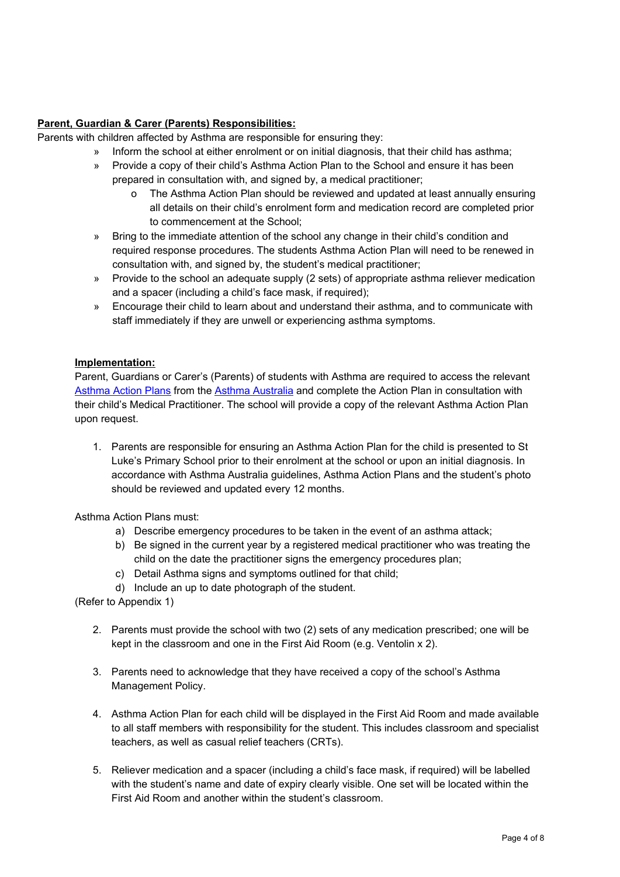**Parent, Guardian & Carer (Parents) Responsibilities:**

Parents with children affected by Asthma are responsible for ensuring they:

- Inform the school at either enrolment or on initial diagnosis, that their child has asthma;
- Provide a copy of their child's Asthma Action Plan to the School and ensure it has been prepared in consultation with, and signed by, a medical practitioner;
  - The Asthma Action Plan should be reviewed and updated at least annually ensuring all details on their child's enrolment form and medication record are completed prior to commencement at the School;
- Bring to the immediate attention of the school any change in their child's condition and required response procedures. The students Asthma Action Plan will need to be renewed in consultation with, and signed by, the student's medical practitioner;
- Provide to the school an adequate supply (2 sets) of appropriate asthma reliever medication and a spacer (including a child's face mask, if required);
- Encourage their child to learn about and understand their asthma, and to communicate with staff immediately if they are unwell or experiencing asthma symptoms.

**Implementation:**

Parent, Guardians or Carer's (Parents) of students with Asthma are required to access the relevant Asthma Action Plans from the Asthma Australia and complete the Action Plan in consultation with their child's Medical Practitioner. The school will provide a copy of the relevant Asthma Action Plan upon request.

1. Parents are responsible for ensuring an Asthma Action Plan for the child is presented to St Luke's Primary School prior to their enrolment at the school or upon an initial diagnosis. In accordance with Asthma Australia guidelines, Asthma Action Plans and the student's photo should be reviewed and updated every 12 months.

Asthma Action Plans must:

a) Describe emergency procedures to be taken in the event of an asthma attack;
b) Be signed in the current year by a registered medical practitioner who was treating the child on the date the practitioner signs the emergency procedures plan;
c) Detail Asthma signs and symptoms outlined for that child;
d) Include an up to date photograph of the student.

(Refer to Appendix 1)

2. Parents must provide the school with two (2) sets of any medication prescribed; one will be kept in the classroom and one in the First Aid Room (e.g. Ventolin x 2).

3. Parents need to acknowledge that they have received a copy of the school's Asthma Management Policy.

4. Asthma Action Plan for each child will be displayed in the First Aid Room and made available to all staff members with responsibility for the student. This includes classroom and specialist teachers, as well as casual relief teachers (CRTs).

5. Reliever medication and a spacer (including a child's face mask, if required) will be labelled with the student's name and date of expiry clearly visible. One set will be located within the First Aid Room and another within the student's classroom.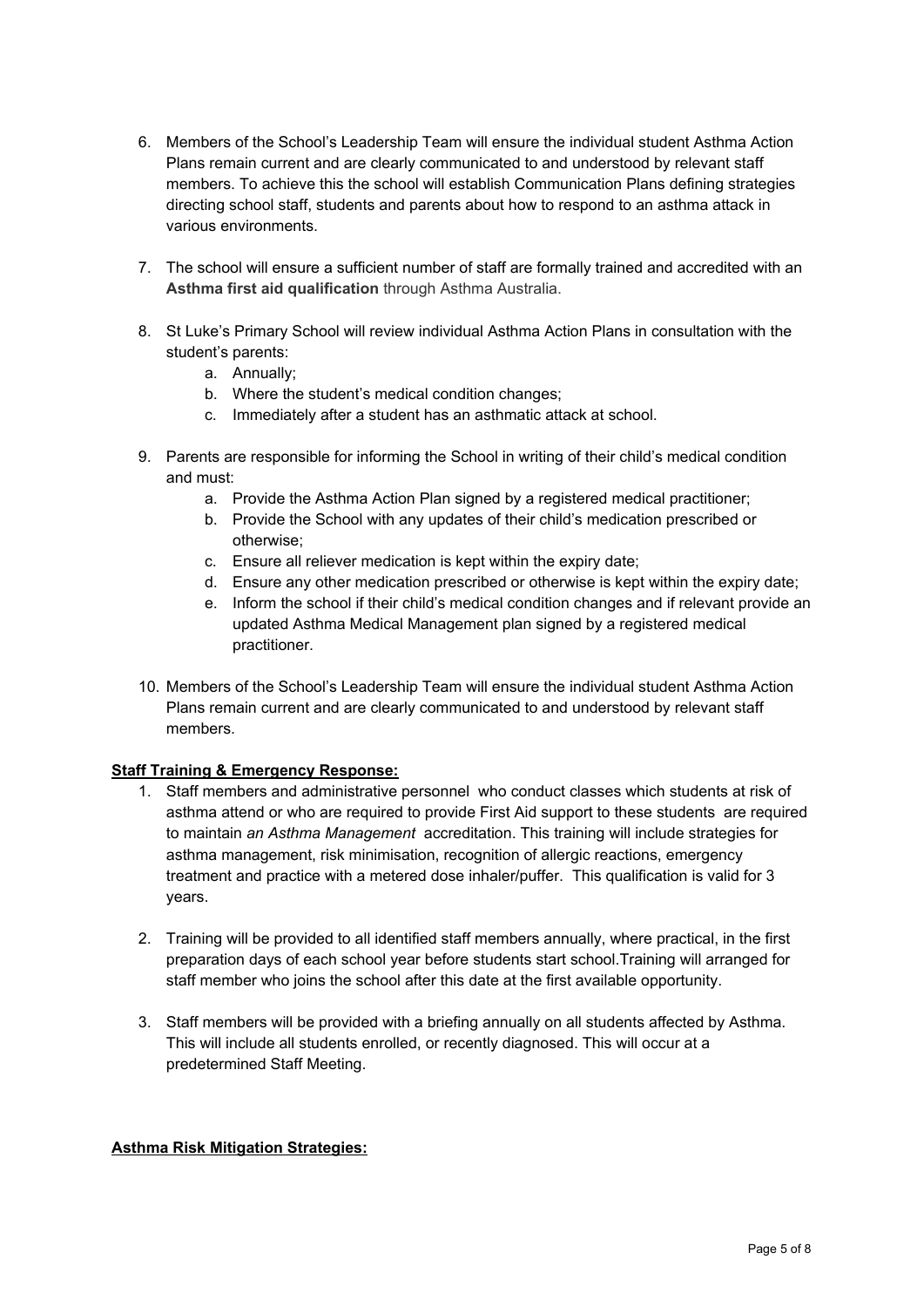6. Members of the School's Leadership Team will ensure the individual student Asthma Action Plans remain current and are clearly communicated to and understood by relevant staff members. To achieve this the school will establish Communication Plans defining strategies directing school staff, students and parents about how to respond to an asthma attack in various environments.

7. The school will ensure a sufficient number of staff are formally trained and accredited with an **Asthma first aid qualification** through Asthma Australia.

8. St Luke's Primary School will review individual Asthma Action Plans in consultation with the student's parents:
   a. Annually;
   b. Where the student's medical condition changes;
   c. Immediately after a student has an asthmatic attack at school.

9. Parents are responsible for informing the School in writing of their child's medical condition and must:
   a. Provide the Asthma Action Plan signed by a registered medical practitioner;
   b. Provide the School with any updates of their child's medication prescribed or otherwise;
   c. Ensure all reliever medication is kept within the expiry date;
   d. Ensure any other medication prescribed or otherwise is kept within the expiry date;
   e. Inform the school if their child's medical condition changes and if relevant provide an updated Asthma Medical Management plan signed by a registered medical practitioner.

10. Members of the School's Leadership Team will ensure the individual student Asthma Action Plans remain current and are clearly communicated to and understood by relevant staff members.

**Staff Training & Emergency Response:**

1. Staff members and administrative personnel who conduct classes which students at risk of asthma attend or who are required to provide First Aid support to these students are required to maintain *an Asthma Management* accreditation. This training will include strategies for asthma management, risk minimisation, recognition of allergic reactions, emergency treatment and practice with a metered dose inhaler/puffer. This qualification is valid for 3 years.

2. Training will be provided to all identified staff members annually, where practical, in the first preparation days of each school year before students start school.Training will arranged for staff member who joins the school after this date at the first available opportunity.

3. Staff members will be provided with a briefing annually on all students affected by Asthma. This will include all students enrolled, or recently diagnosed. This will occur at a predetermined Staff Meeting.

**Asthma Risk Mitigation Strategies:**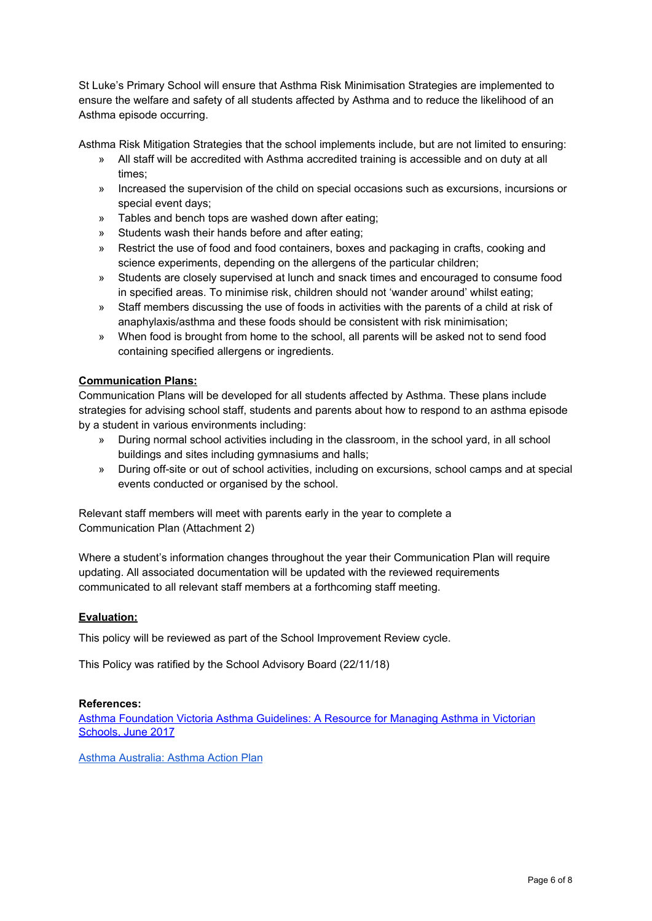St Luke's Primary School will ensure that Asthma Risk Minimisation Strategies are implemented to ensure the welfare and safety of all students affected by Asthma and to reduce the likelihood of an Asthma episode occurring.

Asthma Risk Mitigation Strategies that the school implements include, but are not limited to ensuring:

- All staff will be accredited with Asthma accredited training is accessible and on duty at all times;
- Increased the supervision of the child on special occasions such as excursions, incursions or special event days;
- Tables and bench tops are washed down after eating;
- Students wash their hands before and after eating;
- Restrict the use of food and food containers, boxes and packaging in crafts, cooking and science experiments, depending on the allergens of the particular children;
- Students are closely supervised at lunch and snack times and encouraged to consume food in specified areas. To minimise risk, children should not 'wander around' whilst eating;
- Staff members discussing the use of foods in activities with the parents of a child at risk of anaphylaxis/asthma and these foods should be consistent with risk minimisation;
- When food is brought from home to the school, all parents will be asked not to send food containing specified allergens or ingredients.

**Communication Plans:**

Communication Plans will be developed for all students affected by Asthma. These plans include strategies for advising school staff, students and parents about how to respond to an asthma episode by a student in various environments including:

- During normal school activities including in the classroom, in the school yard, in all school buildings and sites including gymnasiums and halls;
- During off-site or out of school activities, including on excursions, school camps and at special events conducted or organised by the school.

Relevant staff members will meet with parents early in the year to complete a Communication Plan (Attachment 2)

Where a student's information changes throughout the year their Communication Plan will require updating. All associated documentation will be updated with the reviewed requirements communicated to all relevant staff members at a forthcoming staff meeting.

**Evaluation:**

This policy will be reviewed as part of the School Improvement Review cycle.

This Policy was ratified by the School Advisory Board (22/11/18)

**References:**

Asthma Foundation Victoria Asthma Guidelines: A Resource for Managing Asthma in Victorian Schools, June 2017

Asthma Australia: Asthma Action Plan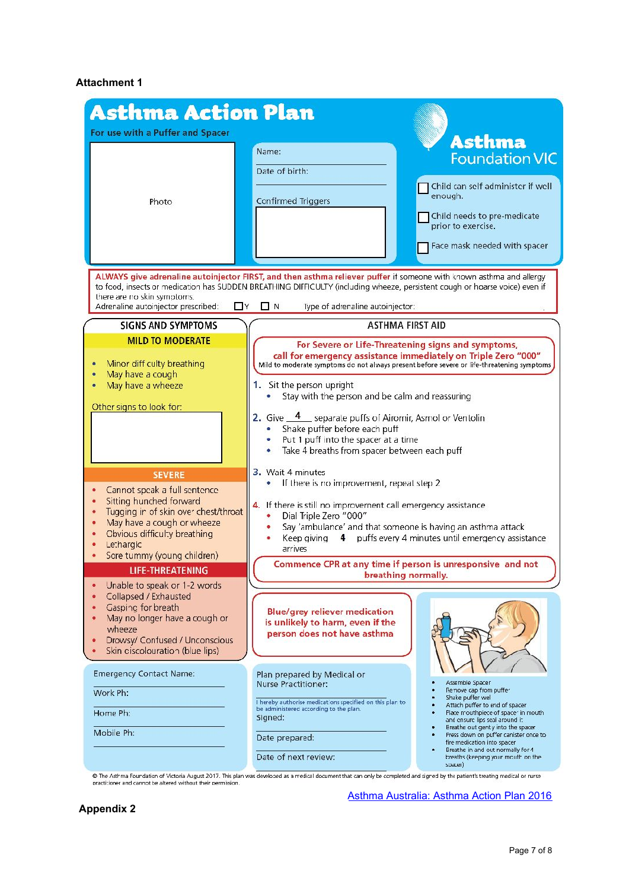**Attachment 1**

# Asthma Action Plan

For use with a Puffer and Spacer

Photo

Name:

Date of birth:

Confirmed Triggers

**Asthma Foundation VIC**

☐ Child can self administer if well enough.

☐ Child needs to pre-medicate prior to exercise.

☐ Face mask needed with spacer

**ALWAYS give adrenaline autoinjector FIRST, and then asthma reliever puffer** if someone with known asthma and allergy to food, insects or medication has SUDDEN BREATHING DIFFICULTY (including wheeze, persistent cough or hoarse voice) even if there are no skin symptoms.

Adrenaline autoinjector prescribed: ☐ Y ☐ N Type of adrenaline autoinjector:

## SIGNS AND SYMPTOMS

### MILD TO MODERATE

- Minor difficulty breathing
- May have a cough
- May have a wheeze

Other signs to look for:

### SEVERE

- Cannot speak a full sentence
- Sitting hunched forward
- Tugging in of skin over chest/throat
- May have a cough or wheeze
- Obvious difficulty breathing
- Lethargic
- Sore tummy (young children)

### LIFE-THREATENING

- Unable to speak or 1-2 words
- Collapsed / Exhausted
- Gasping for breath
- May no longer have a cough or wheeze
- Drowsy/ Confused / Unconscious
- Skin discolouration (blue lips)

## ASTHMA FIRST AID

**For Severe or Life-Threatening signs and symptoms, call for emergency assistance immediately on Triple Zero "000"**
Mild to moderate symptoms do not always present before severe or life-threatening symptoms

1. Sit the person upright
   - Stay with the person and be calm and reassuring
2. Give 4 separate puffs of Airomir, Asmol or Ventolin
   - Shake puffer before each puff
   - Put 1 puff into the spacer at a time
   - Take 4 breaths from spacer between each puff
3. Wait 4 minutes
   - If there is no improvement, repeat step 2
4. If there is still no improvement call emergency assistance
   - Dial Triple Zero "000"
   - Say 'ambulance' and that someone is having an asthma attack
   - Keep giving 4 puffs every 4 minutes until emergency assistance arrives

**Commence CPR at any time if person is unresponsive and not breathing normally.**

**Blue/grey reliever medication is unlikely to harm, even if the person does not have asthma**

- Assemble Spacer
- Remove cap from puffer
- Shake puffer well
- Attach puffer to end of spacer
- Place mouthpiece of spacer in mouth and ensure lips seal around it
- Breathe out gently into the spacer
- Press down on puffer canister once to fire medication into spacer
- Breathe in and out normally for 4 breaths (keeping your mouth on the spacer)

Emergency Contact Name:

Work Ph:

Home Ph:

Mobile Ph:

Plan prepared by Medical or Nurse Practitioner:

I hereby authorise medications specified on this plan to be administered according to the plan.

Signed:

Date prepared:

Date of next review:

© The Asthma Foundation of Victoria August 2017. This plan was developed as a medical document that can only be completed and signed by the patient's treating medical or nurse practitioner and cannot be altered without their permission.

[Asthma Australia: Asthma Action Plan 2016](#)

**Appendix 2**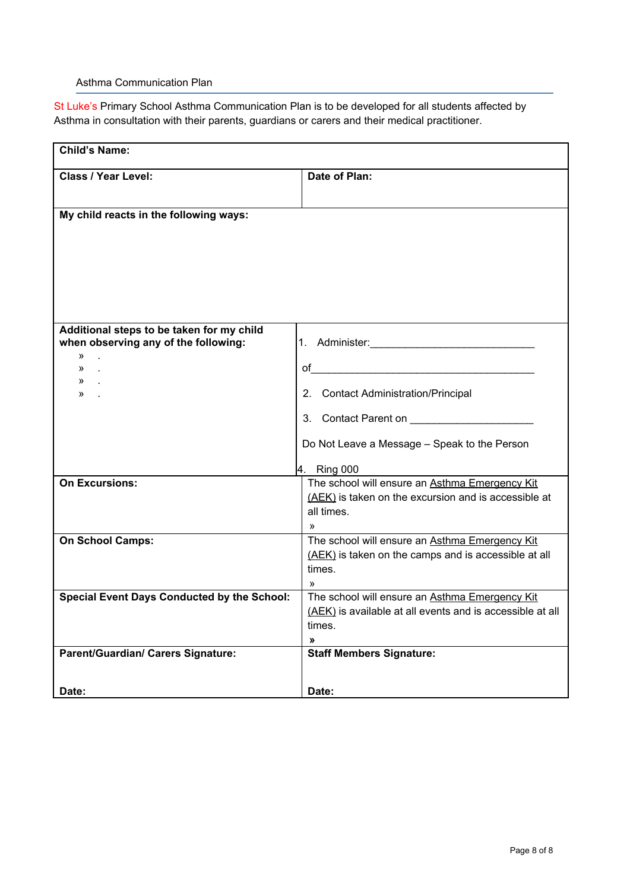Asthma Communication Plan

St Luke's Primary School Asthma Communication Plan is to be developed for all students affected by Asthma in consultation with their parents, guardians or carers and their medical practitioner.

| | |
|---|---|
| **Child's Name:** | |
| **Class / Year Level:** | **Date of Plan:** |
| **My child reacts in the following ways:** | |
| **Additional steps to be taken for my child when observing any of the following:**<br>» .<br>» .<br>» .<br>» . | 1. Administer:____________________________<br><br>of_______________________________________<br><br>2. Contact Administration/Principal<br><br>3. Contact Parent on ____________________<br><br>Do Not Leave a Message – Speak to the Person<br><br>4. Ring 000 |
| **On Excursions:** | The school will ensure an Asthma Emergency Kit (AEK) is taken on the excursion and is accessible at all times.<br>» |
| **On School Camps:** | The school will ensure an Asthma Emergency Kit (AEK) is taken on the camps and is accessible at all times.<br>» |
| **Special Event Days Conducted by the School:** | The school will ensure an Asthma Emergency Kit (AEK) is available at all events and is accessible at all times.<br>» |
| **Parent/Guardian/ Carers Signature:**<br><br>**Date:** | **Staff Members Signature:**<br><br>**Date:** |